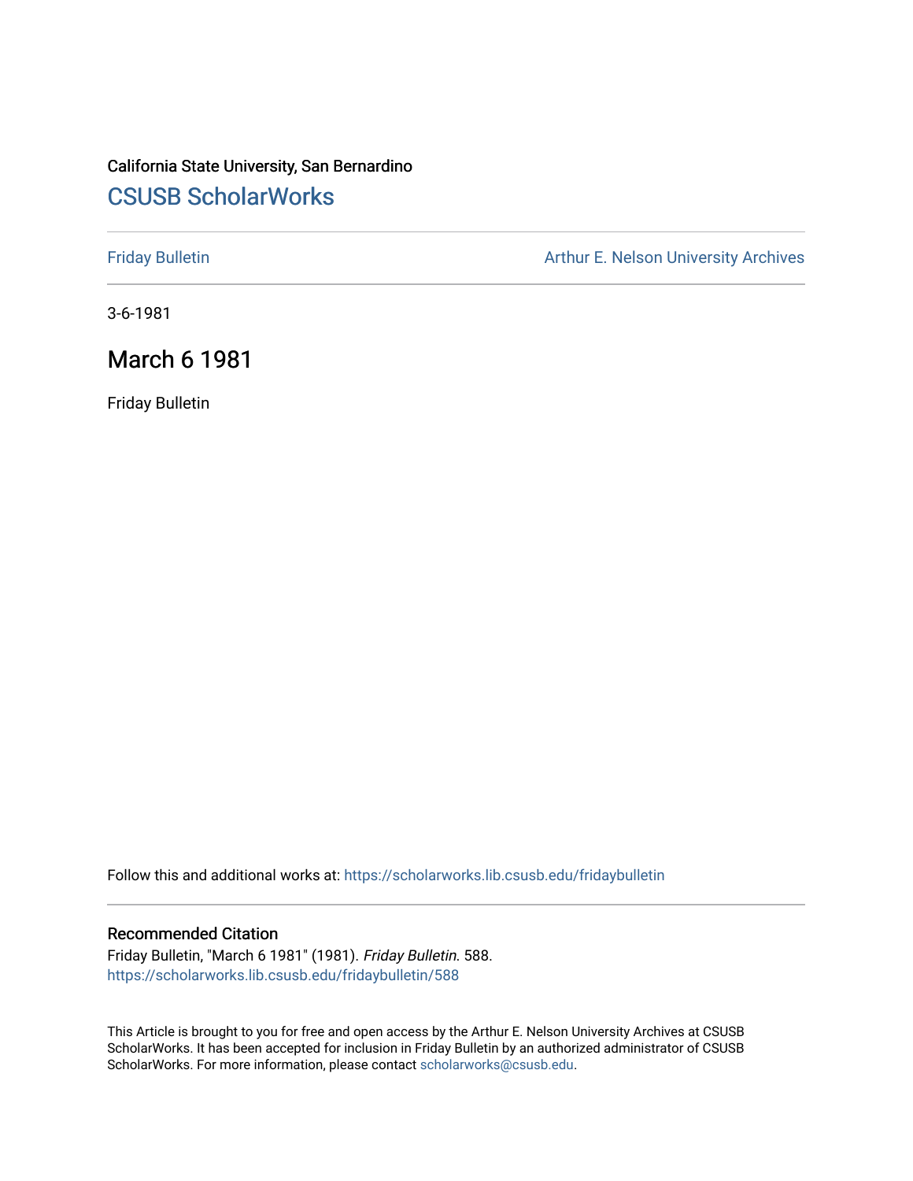California State University, San Bernardino

# CSUSB ScholarWorks

Friday Bulletin

Arthur E. Nelson University Archives

3-6-1981

## March 6 1981

Friday Bulletin

Follow this and additional works at: https://scholarworks.lib.csusb.edu/fridaybulletin

### Recommended Citation

Friday Bulletin, "March 6 1981" (1981). *Friday Bulletin*. 588.
https://scholarworks.lib.csusb.edu/fridaybulletin/588

This Article is brought to you for free and open access by the Arthur E. Nelson University Archives at CSUSB ScholarWorks. It has been accepted for inclusion in Friday Bulletin by an authorized administrator of CSUSB ScholarWorks. For more information, please contact scholarworks@csusb.edu.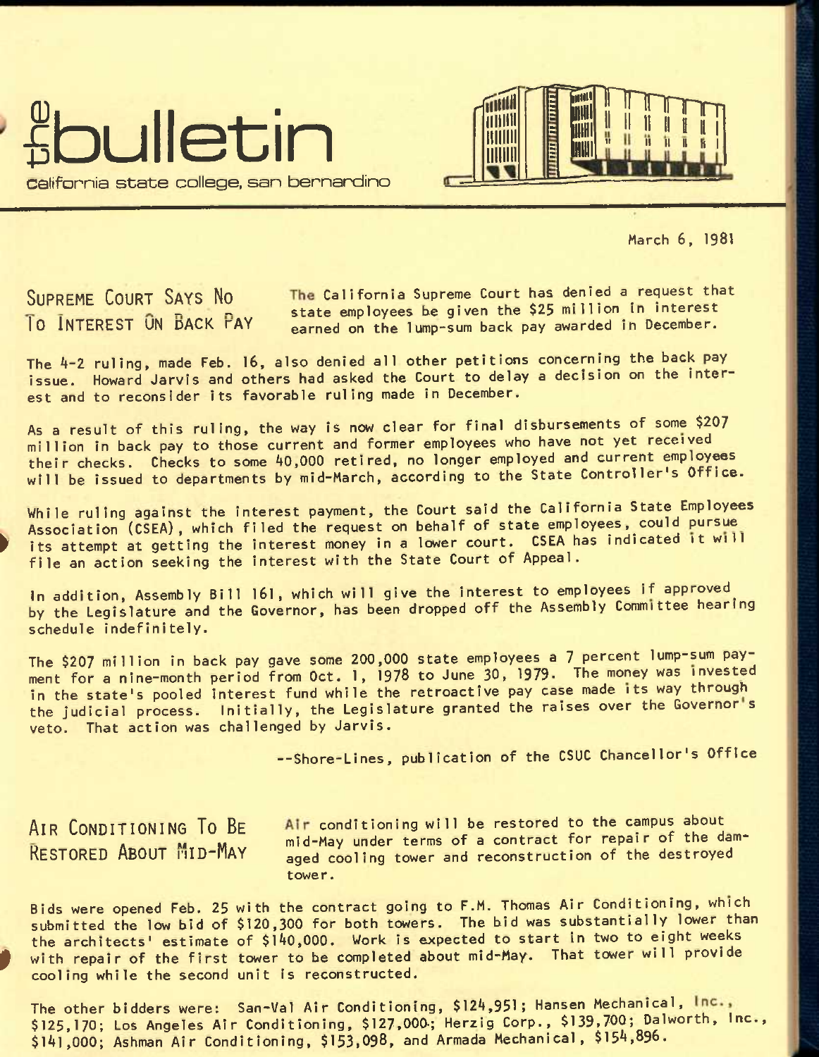# the bulletin

california state college, san bernardino

March 6, 1981

## Supreme Court Says No To Interest On Back Pay

The California Supreme Court has denied a request that state employees be given the $25 million in interest earned on the lump-sum back pay awarded in December.

The 4-2 ruling, made Feb. 16, also denied all other petitions concerning the back pay issue. Howard Jarvis and others had asked the Court to delay a decision on the interest and to reconsider its favorable ruling made in December.

As a result of this ruling, the way is now clear for final disbursements of some $207 million in back pay to those current and former employees who have not yet received their checks. Checks to some 40,000 retired, no longer employed and current employees will be issued to departments by mid-March, according to the State Controller's Office.

While ruling against the interest payment, the Court said the California State Employees Association (CSEA), which filed the request on behalf of state employees, could pursue its attempt at getting the interest money in a lower court. CSEA has indicated it will file an action seeking the interest with the State Court of Appeal.

In addition, Assembly Bill 161, which will give the interest to employees if approved by the Legislature and the Governor, has been dropped off the Assembly Committee hearing schedule indefinitely.

The $207 million in back pay gave some 200,000 state employees a 7 percent lump-sum payment for a nine-month period from Oct. 1, 1978 to June 30, 1979. The money was invested in the state's pooled interest fund while the retroactive pay case made its way through the judicial process. Initially, the Legislature granted the raises over the Governor's veto. That action was challenged by Jarvis.

--Shore-Lines, publication of the CSUC Chancellor's Office

## Air Conditioning To Be Restored About Mid-May

Air conditioning will be restored to the campus about mid-May under terms of a contract for repair of the damaged cooling tower and reconstruction of the destroyed tower.

Bids were opened Feb. 25 with the contract going to F.M. Thomas Air Conditioning, which submitted the low bid of $120,300 for both towers. The bid was substantially lower than the architects' estimate of $140,000. Work is expected to start in two to eight weeks with repair of the first tower to be completed about mid-May. That tower will provide cooling while the second unit is reconstructed.

The other bidders were: San-Val Air Conditioning, $124,951; Hansen Mechanical, Inc., $125,170; Los Angeles Air Conditioning, $127,000; Herzig Corp., $139,700; Dalworth, Inc., $141,000; Ashman Air Conditioning, $153,098, and Armada Mechanical, $154,896.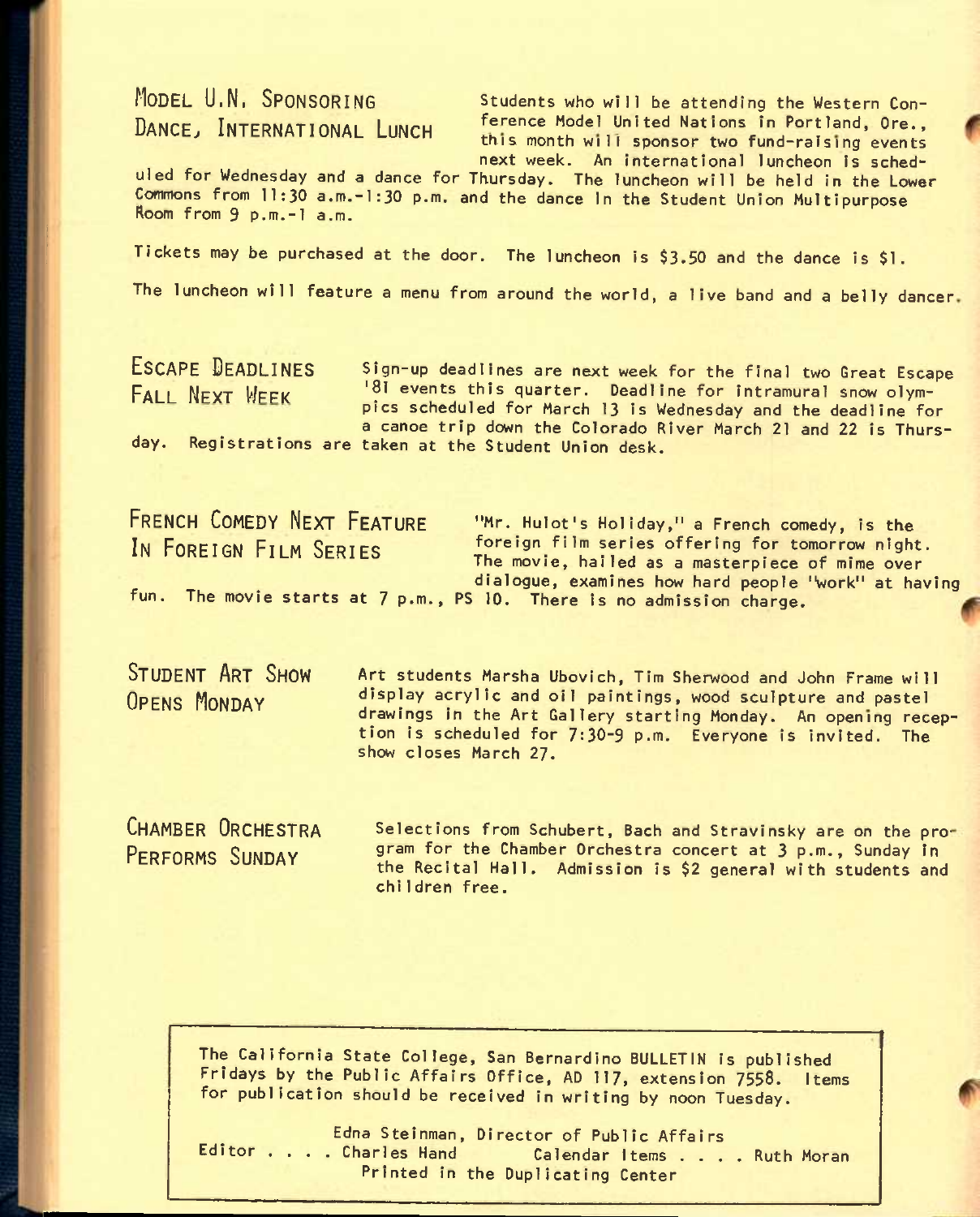## MODEL U.N. SPONSORING DANCE, INTERNATIONAL LUNCH

Students who will be attending the Western Conference Model United Nations in Portland, Ore., this month will sponsor two fund-raising events next week. An international luncheon is scheduled for Wednesday and a dance for Thursday. The luncheon will be held in the Lower Commons from 11:30 a.m.-1:30 p.m. and the dance in the Student Union Multipurpose Room from 9 p.m.-1 a.m.

Tickets may be purchased at the door. The luncheon is $3.50 and the dance is $1.

The luncheon will feature a menu from around the world, a live band and a belly dancer.

## ESCAPE DEADLINES FALL NEXT WEEK

Sign-up deadlines are next week for the final two Great Escape '81 events this quarter. Deadline for intramural snow olympics scheduled for March 13 is Wednesday and the deadline for a canoe trip down the Colorado River March 21 and 22 is Thursday. Registrations are taken at the Student Union desk.

## FRENCH COMEDY NEXT FEATURE IN FOREIGN FILM SERIES

"Mr. Hulot's Holiday," a French comedy, is the foreign film series offering for tomorrow night. The movie, hailed as a masterpiece of mime over dialogue, examines how hard people "work" at having fun. The movie starts at 7 p.m., PS 10. There is no admission charge.

## STUDENT ART SHOW OPENS MONDAY

Art students Marsha Ubovich, Tim Sherwood and John Frame will display acrylic and oil paintings, wood sculpture and pastel drawings in the Art Gallery starting Monday. An opening reception is scheduled for 7:30-9 p.m. Everyone is invited. The show closes March 27.

## CHAMBER ORCHESTRA PERFORMS SUNDAY

Selections from Schubert, Bach and Stravinsky are on the program for the Chamber Orchestra concert at 3 p.m., Sunday in the Recital Hall. Admission is $2 general with students and children free.

---

The California State College, San Bernardino BULLETIN is published Fridays by the Public Affairs Office, AD 117, extension 7558. Items for publication should be received in writing by noon Tuesday.

Edna Steinman, Director of Public Affairs
Editor . . . . Charles Hand    Calendar Items . . . . Ruth Moran
Printed in the Duplicating Center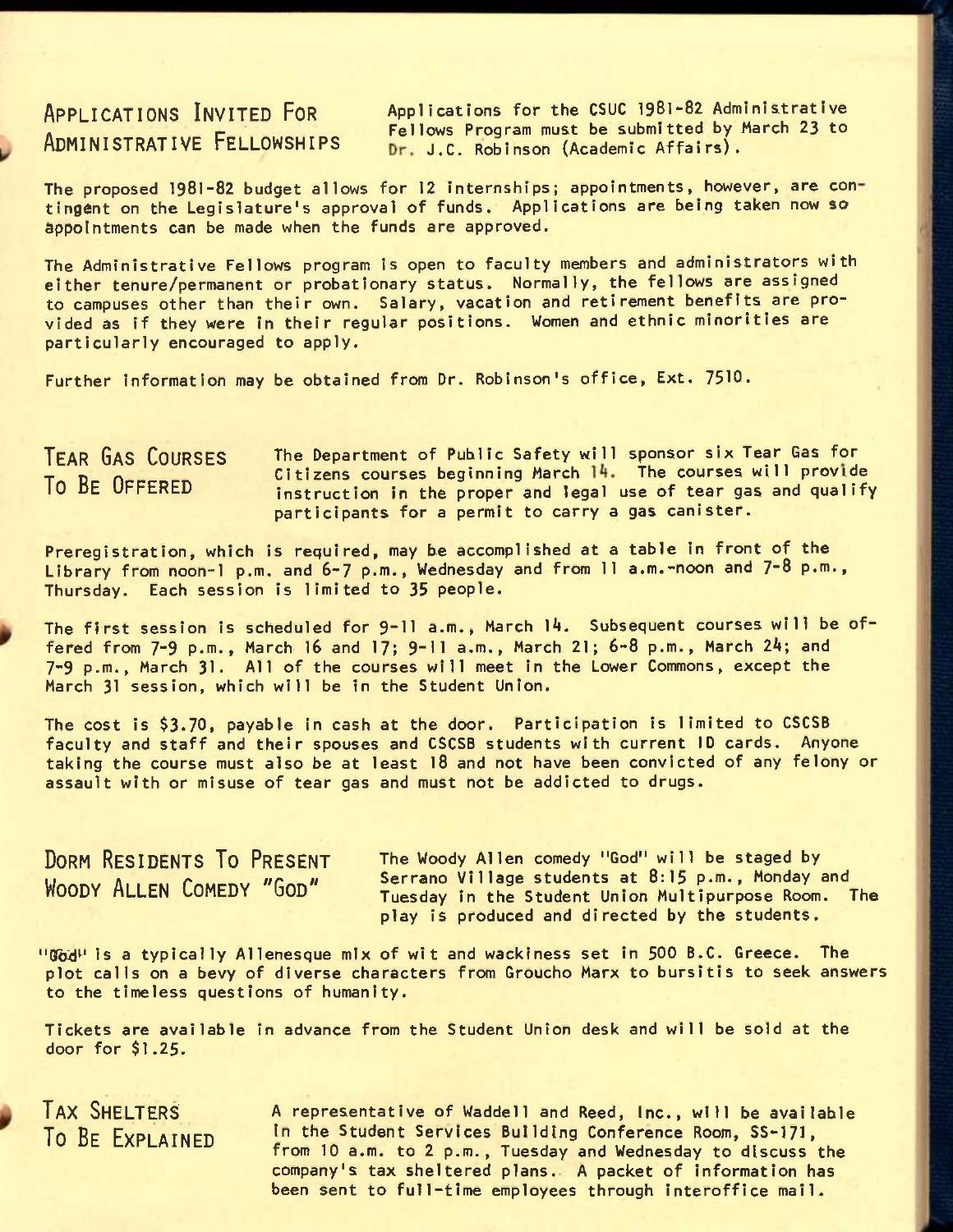## Applications Invited For Administrative Fellowships

Applications for the CSUC 1981-82 Administrative Fellows Program must be submitted by March 23 to Dr. J.C. Robinson (Academic Affairs).

The proposed 1981-82 budget allows for 12 internships; appointments, however, are contingent on the Legislature's approval of funds. Applications are being taken now so appointments can be made when the funds are approved.

The Administrative Fellows program is open to faculty members and administrators with either tenure/permanent or probationary status. Normally, the fellows are assigned to campuses other than their own. Salary, vacation and retirement benefits are provided as if they were in their regular positions. Women and ethnic minorities are particularly encouraged to apply.

Further information may be obtained from Dr. Robinson's office, Ext. 7510.

## Tear Gas Courses To Be Offered

The Department of Public Safety will sponsor six Tear Gas for Citizens courses beginning March 14. The courses will provide instruction in the proper and legal use of tear gas and qualify participants for a permit to carry a gas canister.

Preregistration, which is required, may be accomplished at a table in front of the Library from noon-1 p.m. and 6-7 p.m., Wednesday and from 11 a.m.-noon and 7-8 p.m., Thursday. Each session is limited to 35 people.

The first session is scheduled for 9-11 a.m., March 14. Subsequent courses will be offered from 7-9 p.m., March 16 and 17; 9-11 a.m., March 21; 6-8 p.m., March 24; and 7-9 p.m., March 31. All of the courses will meet in the Lower Commons, except the March 31 session, which will be in the Student Union.

The cost is $3.70, payable in cash at the door. Participation is limited to CSCSB faculty and staff and their spouses and CSCSB students with current ID cards. Anyone taking the course must also be at least 18 and not have been convicted of any felony or assault with or misuse of tear gas and must not be addicted to drugs.

## Dorm Residents To Present Woody Allen Comedy "God"

The Woody Allen comedy "God" will be staged by Serrano Village students at 8:15 p.m., Monday and Tuesday in the Student Union Multipurpose Room. The play is produced and directed by the students.

"God" is a typically Allenesque mix of wit and wackiness set in 500 B.C. Greece. The plot calls on a bevy of diverse characters from Groucho Marx to bursitis to seek answers to the timeless questions of humanity.

Tickets are available in advance from the Student Union desk and will be sold at the door for $1.25.

## Tax Shelters To Be Explained

A representative of Waddell and Reed, Inc., will be available in the Student Services Building Conference Room, SS-171, from 10 a.m. to 2 p.m., Tuesday and Wednesday to discuss the company's tax sheltered plans. A packet of information has been sent to full-time employees through interoffice mail.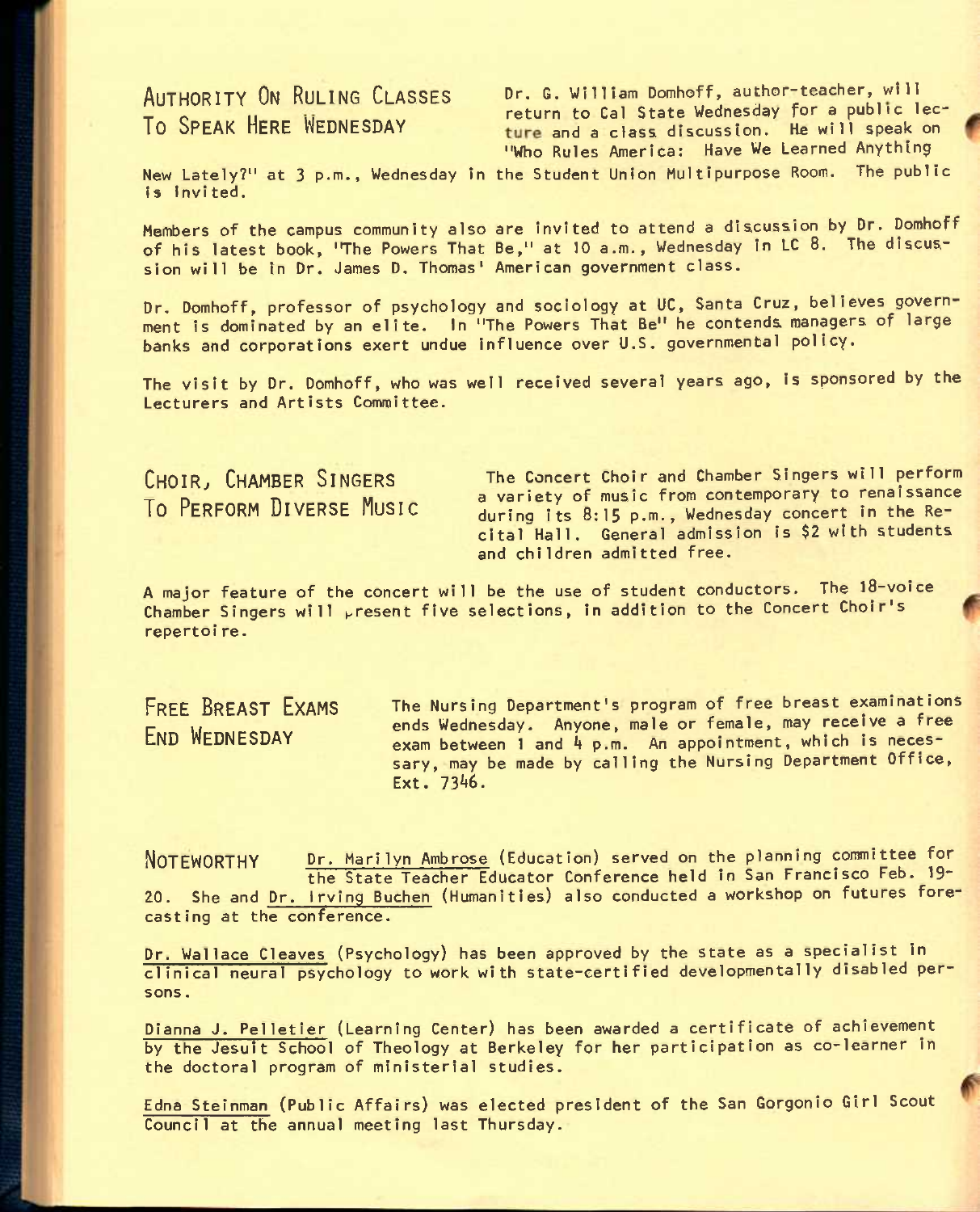## AUTHORITY ON RULING CLASSES TO SPEAK HERE WEDNESDAY

Dr. G. William Domhoff, author-teacher, will return to Cal State Wednesday for a public lecture and a class discussion. He will speak on "Who Rules America: Have We Learned Anything New Lately?" at 3 p.m., Wednesday in the Student Union Multipurpose Room. The public is invited.

Members of the campus community also are invited to attend a discussion by Dr. Domhoff of his latest book, "The Powers That Be," at 10 a.m., Wednesday in LC 8. The discussion will be in Dr. James D. Thomas' American government class.

Dr. Domhoff, professor of psychology and sociology at UC, Santa Cruz, believes government is dominated by an elite. In "The Powers That Be" he contends managers of large banks and corporations exert undue influence over U.S. governmental policy.

The visit by Dr. Domhoff, who was well received several years ago, is sponsored by the Lecturers and Artists Committee.

## CHOIR, CHAMBER SINGERS TO PERFORM DIVERSE MUSIC

The Concert Choir and Chamber Singers will perform a variety of music from contemporary to renaissance during its 8:15 p.m., Wednesday concert in the Recital Hall. General admission is $2 with students and children admitted free.

A major feature of the concert will be the use of student conductors. The 18-voice Chamber Singers will present five selections, in addition to the Concert Choir's repertoire.

## FREE BREAST EXAMS END WEDNESDAY

The Nursing Department's program of free breast examinations ends Wednesday. Anyone, male or female, may receive a free exam between 1 and 4 p.m. An appointment, which is necessary, may be made by calling the Nursing Department Office, Ext. 7346.

## NOTEWORTHY

Dr. Marilyn Ambrose (Education) served on the planning committee for the State Teacher Educator Conference held in San Francisco Feb. 19-20. She and Dr. Irving Buchen (Humanities) also conducted a workshop on futures forecasting at the conference.

Dr. Wallace Cleaves (Psychology) has been approved by the state as a specialist in clinical neural psychology to work with state-certified developmentally disabled persons.

Dianna J. Pelletier (Learning Center) has been awarded a certificate of achievement by the Jesuit School of Theology at Berkeley for her participation as co-learner in the doctoral program of ministerial studies.

Edna Steinman (Public Affairs) was elected president of the San Gorgonio Girl Scout Council at the annual meeting last Thursday.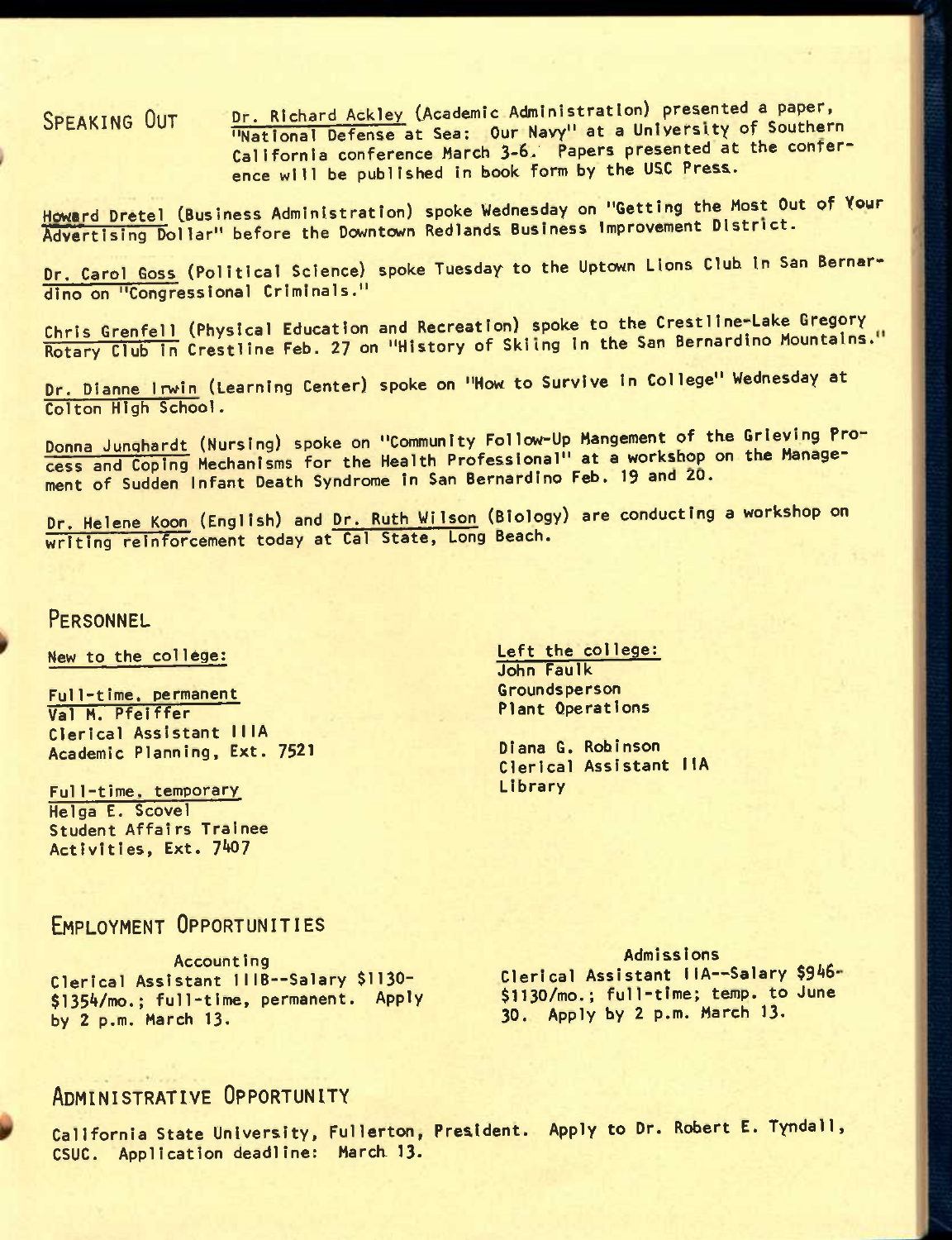## SPEAKING OUT

Dr. Richard Ackley (Academic Administration) presented a paper, "National Defense at Sea: Our Navy" at a University of Southern California conference March 3-6. Papers presented at the conference will be published in book form by the USC Press.

Howard Dretel (Business Administration) spoke Wednesday on "Getting the Most Out of Your Advertising Dollar" before the Downtown Redlands Business Improvement District.

Dr. Carol Goss (Political Science) spoke Tuesday to the Uptown Lions Club in San Bernardino on "Congressional Criminals."

Chris Grenfell (Physical Education and Recreation) spoke to the Crestline-Lake Gregory Rotary Club in Crestline Feb. 27 on "History of Skiing in the San Bernardino Mountains."

Dr. Dianne Irwin (Learning Center) spoke on "How to Survive in College" Wednesday at Colton High School.

Donna Junghardt (Nursing) spoke on "Community Follow-Up Mangement of the Grieving Process and Coping Mechanisms for the Health Professional" at a workshop on the Management of Sudden Infant Death Syndrome in San Bernardino Feb. 19 and 20.

Dr. Helene Koon (English) and Dr. Ruth Wilson (Biology) are conducting a workshop on writing reinforcement today at Cal State, Long Beach.

## PERSONNEL

New to the college:

Full-time, permanent
Val M. Pfeiffer
Clerical Assistant IIIA
Academic Planning, Ext. 7521

Full-time, temporary
Helga E. Scovel
Student Affairs Trainee
Activities, Ext. 7407

Left the college:
John Faulk
Groundsperson
Plant Operations

Diana G. Robinson
Clerical Assistant IIA
Library

## EMPLOYMENT OPPORTUNITIES

Accounting
Clerical Assistant IIIB--Salary $1130-$1354/mo.; full-time, permanent. Apply by 2 p.m. March 13.

Admissions
Clerical Assistant IIA--Salary $946-$1130/mo.; full-time; temp. to June 30. Apply by 2 p.m. March 13.

## ADMINISTRATIVE OPPORTUNITY

California State University, Fullerton, President. Apply to Dr. Robert E. Tyndall, CSUC. Application deadline: March 13.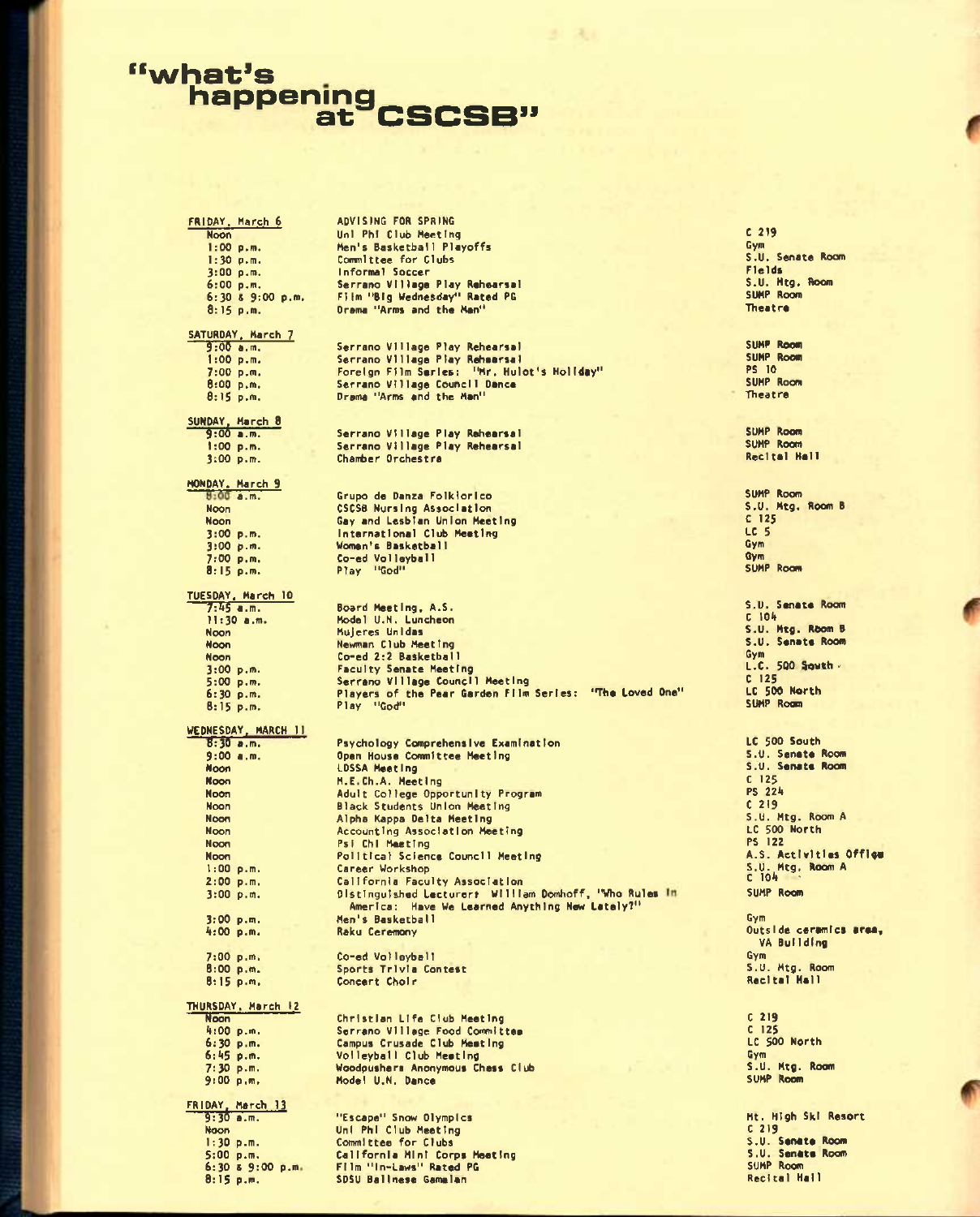# "what's happening at CSCSB"

**FRIDAY, March 6**

| | | |
|---|---|---|
| | ADVISING FOR SPRING | |
| Noon | Uni Phi Club Meeting | C 219 |
| 1:00 p.m. | Men's Basketball Playoffs | Gym |
| 1:30 p.m. | Committee for Clubs | S.U. Senate Room |
| 3:00 p.m. | Informal Soccer | Fields |
| 6:00 p.m. | Serrano Village Play Rehearsal | S.U. Mtg. Room |
| 6:30 & 9:00 p.m. | Film "Big Wednesday" Rated PG | SUMP Room |
| 8:15 p.m. | Drama "Arms and the Man" | Theatre |

**SATURDAY, March 7**

| | | |
|---|---|---|
| 9:00 a.m. | Serrano Village Play Rehearsal | SUMP Room |
| 1:00 p.m. | Serrano Village Play Rehearsal | SUMP Room |
| 7:00 p.m. | Foreign Film Series: "Mr. Hulot's Holiday" | PS 10 |
| 8:00 p.m. | Serrano Village Council Dance | SUMP Room |
| 8:15 p.m. | Drama "Arms and the Man" | Theatre |

**SUNDAY, March 8**

| | | |
|---|---|---|
| 9:00 a.m. | Serrano Village Play Rehearsal | SUMP Room |
| 1:00 p.m. | Serrano Village Play Rehearsal | SUMP Room |
| 3:00 p.m. | Chamber Orchestra | Recital Hall |

**MONDAY, March 9**

| | | |
|---|---|---|
| 8:00 a.m. | Grupo de Danza Folklorico | SUMP Room |
| Noon | CSCSB Nursing Association | S.U. Mtg. Room B |
| Noon | Gay and Lesbian Union Meeting | C 125 |
| 3:00 p.m. | International Club Meeting | LC 5 |
| 3:00 p.m. | Women's Basketball | Gym |
| 7:00 p.m. | Co-ed Volleyball | Gym |
| 8:15 p.m. | Play "God" | SUMP Room |

**TUESDAY, March 10**

| | | |
|---|---|---|
| 7:45 a.m. | Board Meeting, A.S. | S.U. Senate Room |
| 11:30 a.m. | Model U.N. Luncheon | C 104 |
| Noon | Mujeres Unidas | S.U. Mtg. Room B |
| Noon | Newman Club Meeting | S.U. Senate Room |
| Noon | Co-ed 2:2 Basketball | Gym |
| 3:00 p.m. | Faculty Senate Meeting | L.C. 500 South |
| 5:00 p.m. | Serrano Village Council Meeting | C 125 |
| 6:30 p.m. | Players of the Pear Garden Film Series: "The Loved One" | LC 500 North |
| 8:15 p.m. | Play "God" | SUMP Room |

**WEDNESDAY, MARCH 11**

| | | |
|---|---|---|
| 8:30 a.m. | Psychology Comprehensive Examination | LC 500 South |
| 9:00 a.m. | Open House Committee Meeting | S.U. Senate Room |
| Noon | LDSSA Meeting | S.U. Senate Room |
| Noon | M.E.Ch.A. Meeting | C 125 |
| Noon | Adult College Opportunity Program | PS 224 |
| Noon | Black Students Union Meeting | C 219 |
| Noon | Alpha Kappa Delta Meeting | S.U. Mtg. Room A |
| Noon | Accounting Association Meeting | LC 500 North |
| Noon | Psi Chi Meeting | PS 122 |
| Noon | Political Science Council Meeting | A.S. Activities Office |
| 1:00 p.m. | Career Workshop | S.U. Mtg. Room A |
| 2:00 p.m. | California Faculty Association | C 104 |
| 3:00 p.m. | Distinguished Lecturer: William Domhoff, "Who Rules in America: Have We Learned Anything New Lately?" | SUMP Room |
| 3:00 p.m. | Men's Basketball | Gym |
| 4:00 p.m. | Raku Ceremony | Outside ceramics area, VA Building |
| 7:00 p.m. | Co-ed Volleyball | Gym |
| 8:00 p.m. | Sports Trivia Contest | S.U. Mtg. Room |
| 8:15 p.m. | Concert Choir | Recital Hall |

**THURSDAY, March 12**

| | | |
|---|---|---|
| Noon | Christian Life Club Meeting | C 219 |
| 4:00 p.m. | Serrano Village Food Committee | C 125 |
| 6:30 p.m. | Campus Crusade Club Meeting | LC 500 North |
| 6:45 p.m. | Volleyball Club Meeting | Gym |
| 7:30 p.m. | Woodpushers Anonymous Chess Club | S.U. Mtg. Room |
| 9:00 p.m. | Model U.N. Dance | SUMP Room |

**FRIDAY, March 13**

| | | |
|---|---|---|
| 9:30 a.m. | "Escape" Snow Olympics | Mt. High Ski Resort |
| Noon | Uni Phi Club Meeting | C 219 |
| 1:30 p.m. | Committee for Clubs | S.U. Senate Room |
| 5:00 p.m. | California Mini Corps Meeting | S.U. Senate Room |
| 6:30 & 9:00 p.m. | Film "In-Laws" Rated PG | SUMP Room |
| 8:15 p.m. | SDSU Balinese Gamelan | Recital Hall |